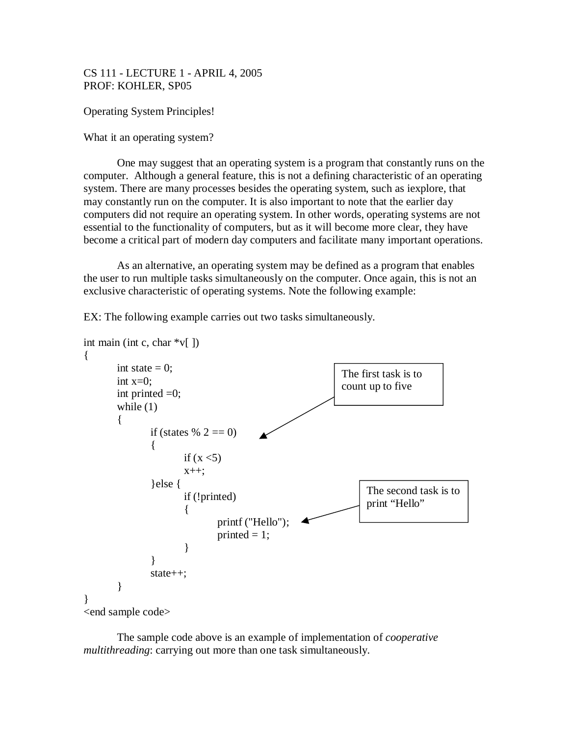CS 111 - LECTURE 1 - APRIL 4, 2005
PROF: KOHLER, SP05

Operating System Principles!

What it an operating system?

One may suggest that an operating system is a program that constantly runs on the computer. Although a general feature, this is not a defining characteristic of an operating system. There are many processes besides the operating system, such as iexplore, that may constantly run on the computer. It is also important to note that the earlier day computers did not require an operating system. In other words, operating systems are not essential to the functionality of computers, but as it will become more clear, they have become a critical part of modern day computers and facilitate many important operations.

As an alternative, an operating system may be defined as a program that enables the user to run multiple tasks simultaneously on the computer. Once again, this is not an exclusive characteristic of operating systems. Note the following example:

EX: The following example carries out two tasks simultaneously.

```
int main (int c, char *v[ ])
{
        int state = 0;
        int x=0;
        int printed =0;
        while (1)
        {
                if (states % 2 == 0)        <-- The first task is to count up to five
                {
                        if (x <5)
                        x++;
                }else {
                        if (!printed)
                        {
                                printf ("Hello");        <-- The second task is to print "Hello"
                                printed = 1;
                        }
                }
                state++;
        }
}
<end sample code>
```

The sample code above is an example of implementation of *cooperative multithreading*: carrying out more than one task simultaneously.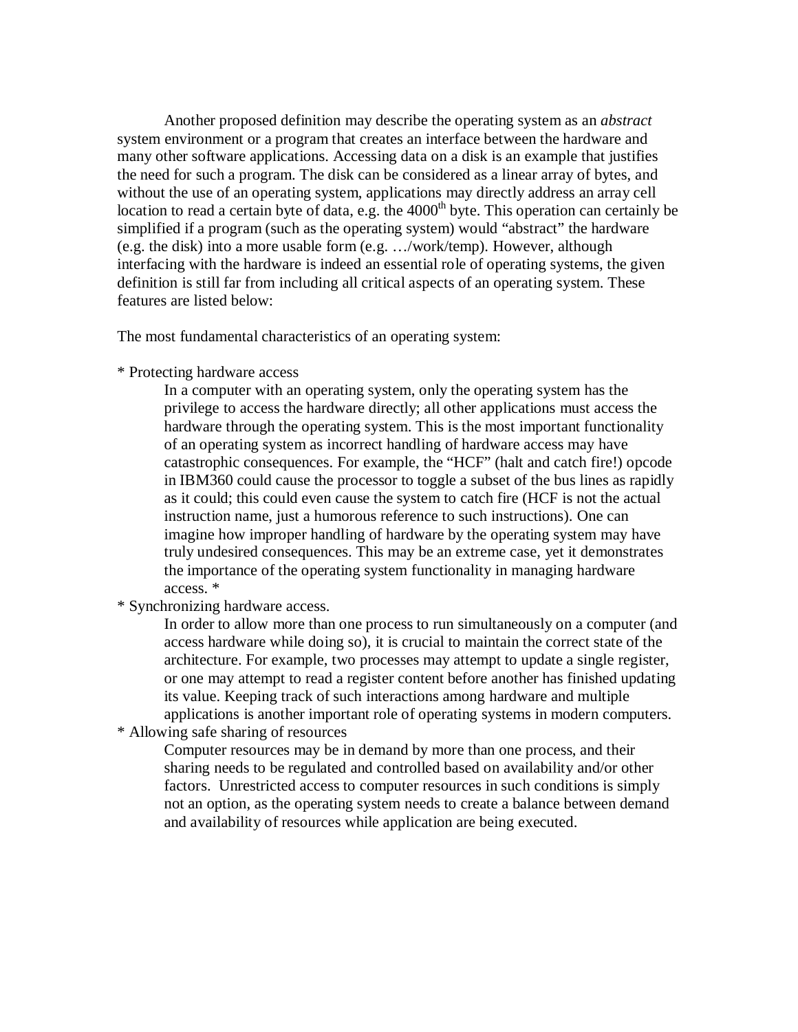Another proposed definition may describe the operating system as an *abstract* system environment or a program that creates an interface between the hardware and many other software applications. Accessing data on a disk is an example that justifies the need for such a program. The disk can be considered as a linear array of bytes, and without the use of an operating system, applications may directly address an array cell location to read a certain byte of data, e.g. the 4000$^{th}$ byte. This operation can certainly be simplified if a program (such as the operating system) would "abstract" the hardware (e.g. the disk) into a more usable form (e.g. …/work/temp). However, although interfacing with the hardware is indeed an essential role of operating systems, the given definition is still far from including all critical aspects of an operating system. These features are listed below:

The most fundamental characteristics of an operating system:

* Protecting hardware access

  In a computer with an operating system, only the operating system has the privilege to access the hardware directly; all other applications must access the hardware through the operating system. This is the most important functionality of an operating system as incorrect handling of hardware access may have catastrophic consequences. For example, the "HCF" (halt and catch fire!) opcode in IBM360 could cause the processor to toggle a subset of the bus lines as rapidly as it could; this could even cause the system to catch fire (HCF is not the actual instruction name, just a humorous reference to such instructions). One can imagine how improper handling of hardware by the operating system may have truly undesired consequences. This may be an extreme case, yet it demonstrates the importance of the operating system functionality in managing hardware access. *

* Synchronizing hardware access.

  In order to allow more than one process to run simultaneously on a computer (and access hardware while doing so), it is crucial to maintain the correct state of the architecture. For example, two processes may attempt to update a single register, or one may attempt to read a register content before another has finished updating its value. Keeping track of such interactions among hardware and multiple applications is another important role of operating systems in modern computers.

* Allowing safe sharing of resources

  Computer resources may be in demand by more than one process, and their sharing needs to be regulated and controlled based on availability and/or other factors. Unrestricted access to computer resources in such conditions is simply not an option, as the operating system needs to create a balance between demand and availability of resources while application are being executed.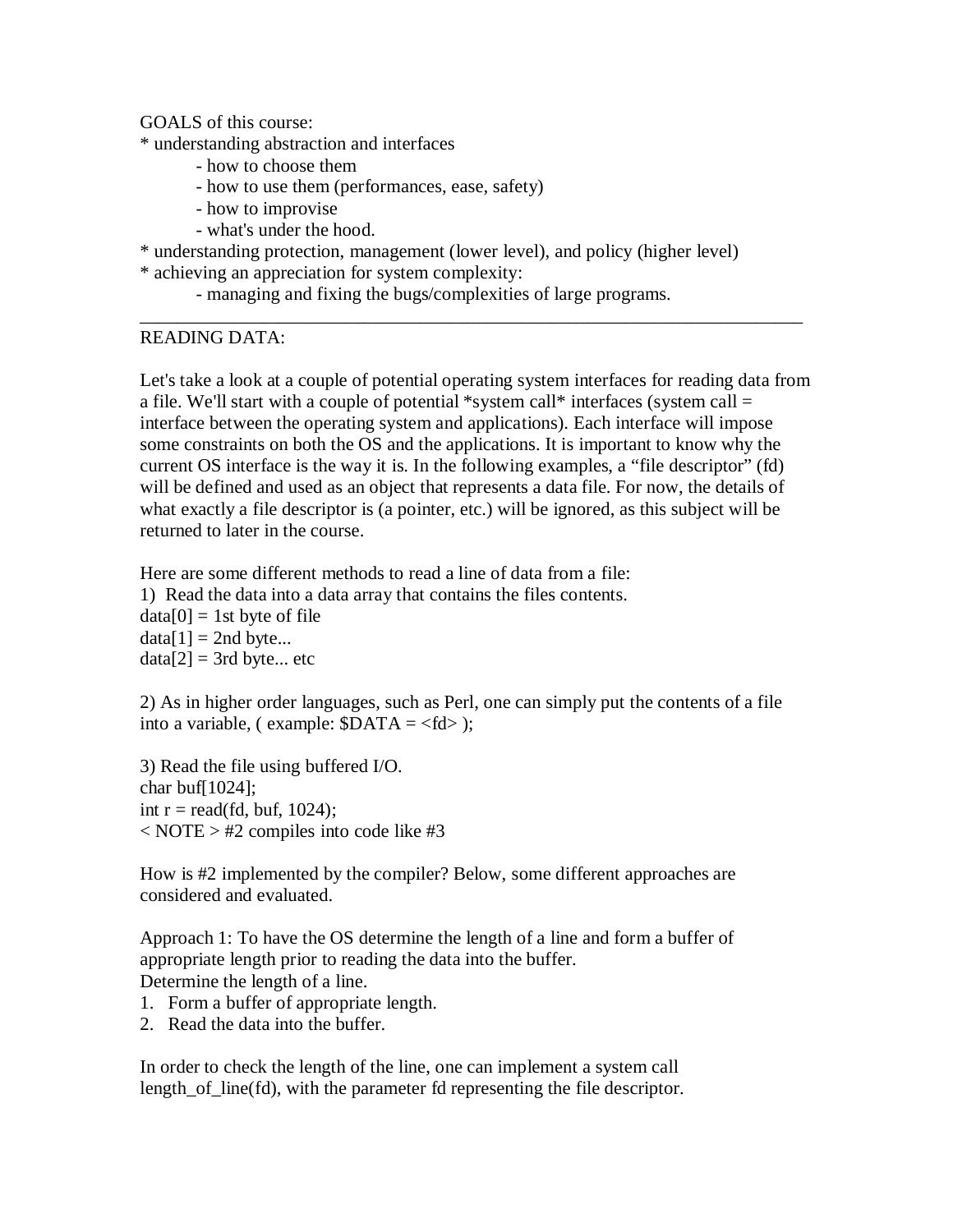GOALS of this course:

* understanding abstraction and interfaces
  - how to choose them
  - how to use them (performances, ease, safety)
  - how to improvise
  - what's under the hood.
* understanding protection, management (lower level), and policy (higher level)
* achieving an appreciation for system complexity:
  - managing and fixing the bugs/complexities of large programs.

---

READING DATA:

Let's take a look at a couple of potential operating system interfaces for reading data from a file. We'll start with a couple of potential *system call* interfaces (system call = interface between the operating system and applications). Each interface will impose some constraints on both the OS and the applications. It is important to know why the current OS interface is the way it is. In the following examples, a "file descriptor" (fd) will be defined and used as an object that represents a data file. For now, the details of what exactly a file descriptor is (a pointer, etc.) will be ignored, as this subject will be returned to later in the course.

Here are some different methods to read a line of data from a file:

1) Read the data into a data array that contains the files contents.
data[0] = 1st byte of file
data[1] = 2nd byte...
data[2] = 3rd byte... etc

2) As in higher order languages, such as Perl, one can simply put the contents of a file into a variable, ( example: $DATA = <fd> );

3) Read the file using buffered I/O.
```
char buf[1024];
int r = read(fd, buf, 1024);
```
< NOTE > #2 compiles into code like #3

How is #2 implemented by the compiler? Below, some different approaches are considered and evaluated.

Approach 1: To have the OS determine the length of a line and form a buffer of appropriate length prior to reading the data into the buffer.
Determine the length of a line.

1. Form a buffer of appropriate length.
2. Read the data into the buffer.

In order to check the length of the line, one can implement a system call length_of_line(fd), with the parameter fd representing the file descriptor.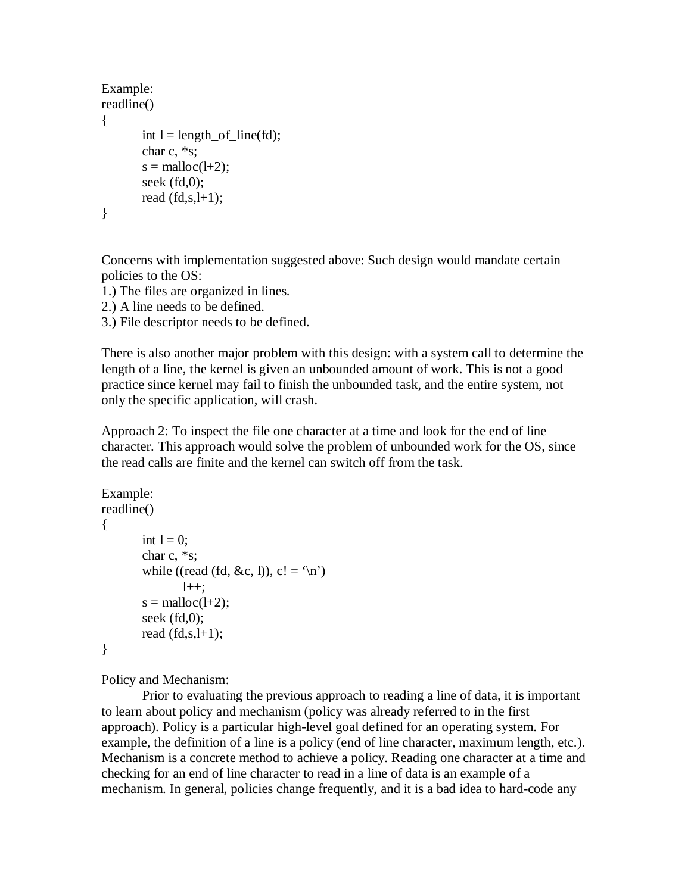Example:

```
readline()
{
        int l = length_of_line(fd);
        char c, *s;
        s = malloc(l+2);
        seek (fd,0);
        read (fd,s,l+1);
}
```

Concerns with implementation suggested above: Such design would mandate certain policies to the OS:

1.) The files are organized in lines.
2.) A line needs to be defined.
3.) File descriptor needs to be defined.

There is also another major problem with this design: with a system call to determine the length of a line, the kernel is given an unbounded amount of work. This is not a good practice since kernel may fail to finish the unbounded task, and the entire system, not only the specific application, will crash.

Approach 2: To inspect the file one character at a time and look for the end of line character. This approach would solve the problem of unbounded work for the OS, since the read calls are finite and the kernel can switch off from the task.

Example:

```
readline()
{
        int l = 0;
        char c, *s;
        while ((read (fd, &c, l)), c! = '\n')
                l++;
        s = malloc(l+2);
        seek (fd,0);
        read (fd,s,l+1);
}
```

Policy and Mechanism:

Prior to evaluating the previous approach to reading a line of data, it is important to learn about policy and mechanism (policy was already referred to in the first approach). Policy is a particular high-level goal defined for an operating system. For example, the definition of a line is a policy (end of line character, maximum length, etc.). Mechanism is a concrete method to achieve a policy. Reading one character at a time and checking for an end of line character to read in a line of data is an example of a mechanism. In general, policies change frequently, and it is a bad idea to hard-code any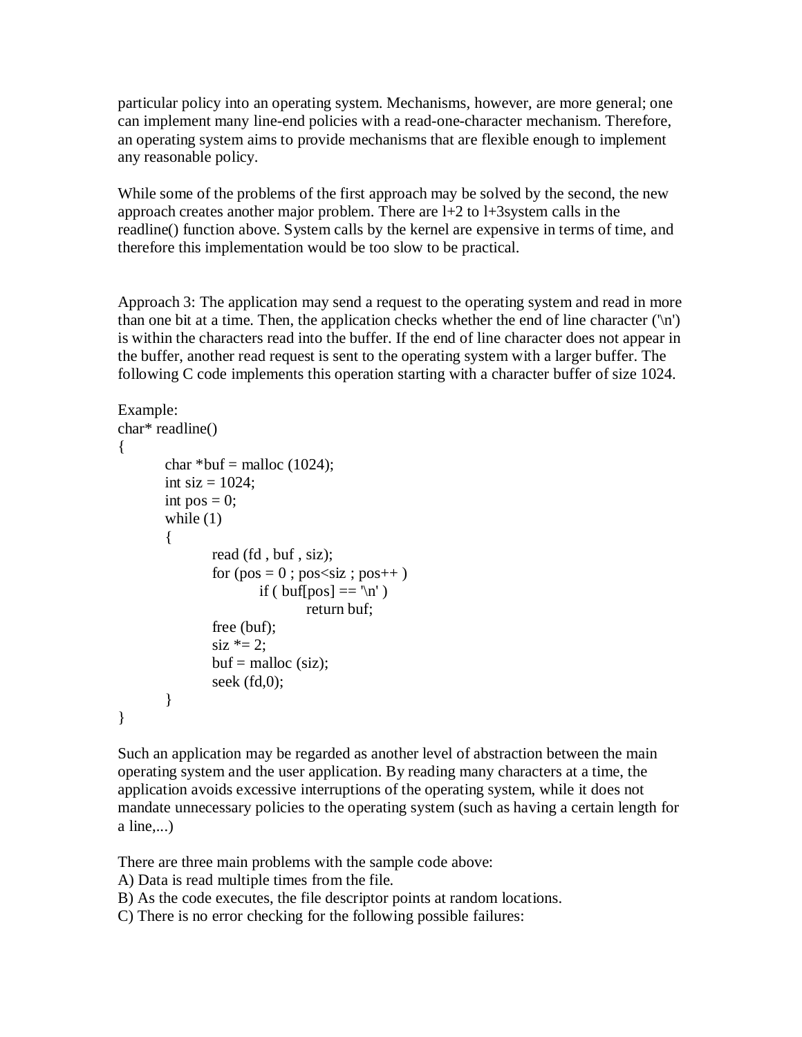particular policy into an operating system. Mechanisms, however, are more general; one can implement many line-end policies with a read-one-character mechanism. Therefore, an operating system aims to provide mechanisms that are flexible enough to implement any reasonable policy.

While some of the problems of the first approach may be solved by the second, the new approach creates another major problem. There are l+2 to l+3system calls in the readline() function above. System calls by the kernel are expensive in terms of time, and therefore this implementation would be too slow to be practical.

Approach 3: The application may send a request to the operating system and read in more than one bit at a time. Then, the application checks whether the end of line character ('\n') is within the characters read into the buffer. If the end of line character does not appear in the buffer, another read request is sent to the operating system with a larger buffer. The following C code implements this operation starting with a character buffer of size 1024.

Example:

```
char* readline()
{
        char *buf = malloc (1024);
        int siz = 1024;
        int pos = 0;
        while (1)
        {
                read (fd , buf , siz);
                for (pos = 0 ; pos<siz ; pos++ )
                        if ( buf[pos] == '\n' )
                                return buf;
                free (buf);
                siz *= 2;
                buf = malloc (siz);
                seek (fd,0);
        }
}
```

Such an application may be regarded as another level of abstraction between the main operating system and the user application. By reading many characters at a time, the application avoids excessive interruptions of the operating system, while it does not mandate unnecessary policies to the operating system (such as having a certain length for a line,...)

There are three main problems with the sample code above:

A) Data is read multiple times from the file.

B) As the code executes, the file descriptor points at random locations.

C) There is no error checking for the following possible failures: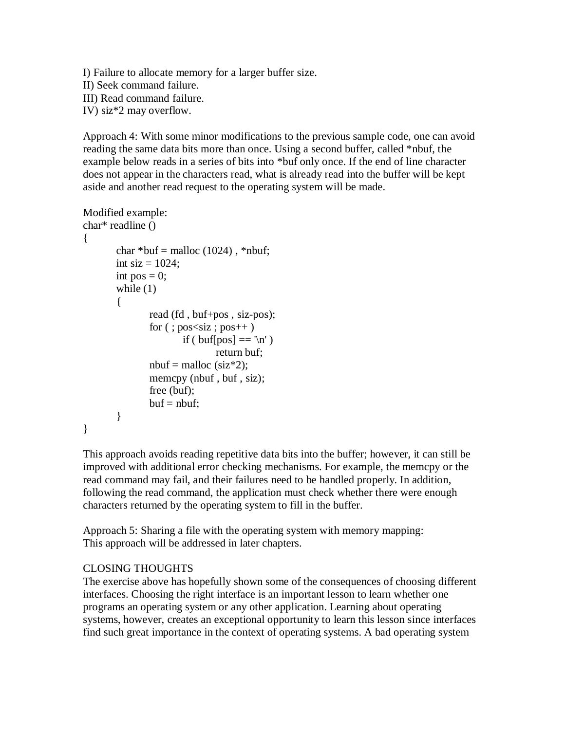I) Failure to allocate memory for a larger buffer size.
II) Seek command failure.
III) Read command failure.
IV) siz*2 may overflow.

Approach 4: With some minor modifications to the previous sample code, one can avoid reading the same data bits more than once. Using a second buffer, called *nbuf, the example below reads in a series of bits into *buf only once. If the end of line character does not appear in the characters read, what is already read into the buffer will be kept aside and another read request to the operating system will be made.

Modified example:

```
char* readline ()
{
        char *buf = malloc (1024) , *nbuf;
        int siz = 1024;
        int pos = 0;
        while (1)
        {
                read (fd , buf+pos , siz-pos);
                for ( ; pos<siz ; pos++ )
                        if ( buf[pos] == '\n' )
                                return buf;
                nbuf = malloc (siz*2);
                memcpy (nbuf , buf , siz);
                free (buf);
                buf = nbuf;
        }
}
```

This approach avoids reading repetitive data bits into the buffer; however, it can still be improved with additional error checking mechanisms. For example, the memcpy or the read command may fail, and their failures need to be handled properly. In addition, following the read command, the application must check whether there were enough characters returned by the operating system to fill in the buffer.

Approach 5: Sharing a file with the operating system with memory mapping:
This approach will be addressed in later chapters.

CLOSING THOUGHTS

The exercise above has hopefully shown some of the consequences of choosing different interfaces. Choosing the right interface is an important lesson to learn whether one programs an operating system or any other application. Learning about operating systems, however, creates an exceptional opportunity to learn this lesson since interfaces find such great importance in the context of operating systems. A bad operating system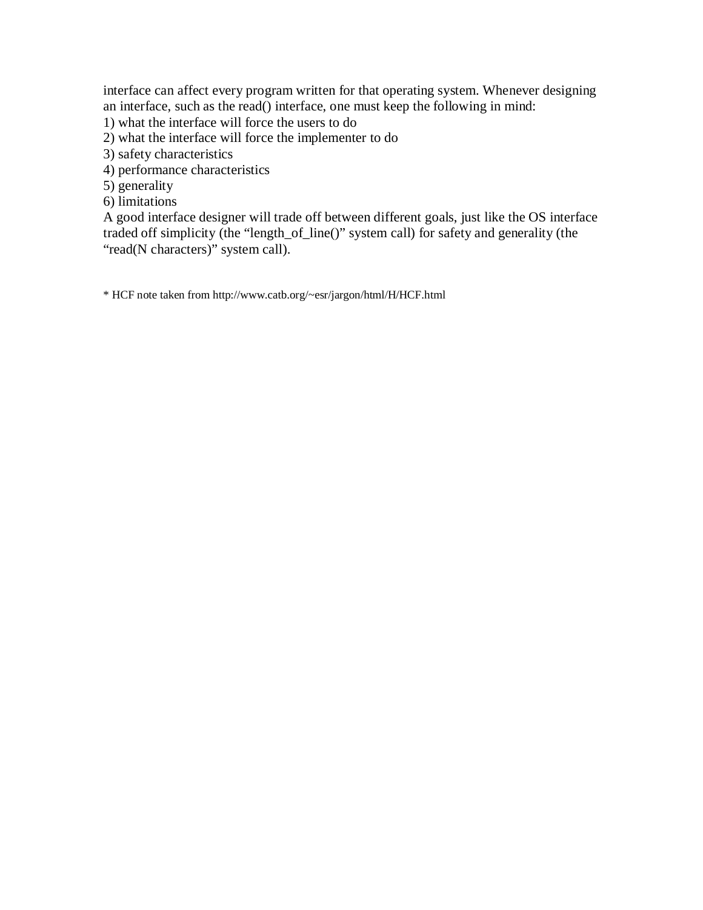interface can affect every program written for that operating system. Whenever designing an interface, such as the read() interface, one must keep the following in mind:

1) what the interface will force the users to do
2) what the interface will force the implementer to do
3) safety characteristics
4) performance characteristics
5) generality
6) limitations

A good interface designer will trade off between different goals, just like the OS interface traded off simplicity (the "length_of_line()" system call) for safety and generality (the "read(N characters)" system call).

* HCF note taken from http://www.catb.org/~esr/jargon/html/H/HCF.html